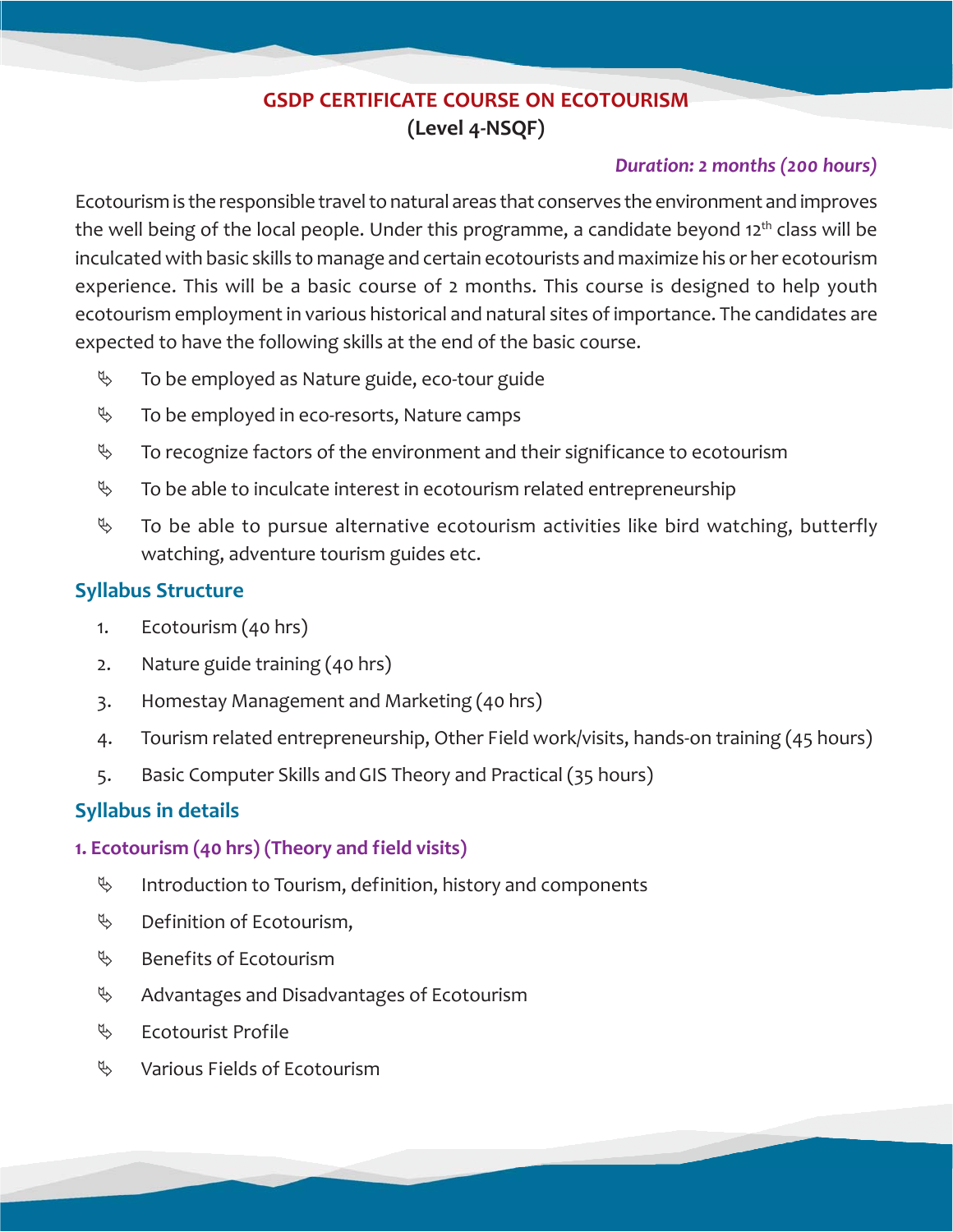# GSDP CERTIFICATE COURSE ON ECOTOURISM

## (Level 4-NSQF)

*Duration: 2 months (200 hours)*

Ecotourism is the responsible travel to natural areas that conserves the environment and improves the well being of the local people. Under this programme, a candidate beyond 12th class will be inculcated with basic skills to manage and certain ecotourists and maximize his or her ecotourism experience. This will be a basic course of 2 months. This course is designed to help youth ecotourism employment in various historical and natural sites of importance. The candidates are expected to have the following skills at the end of the basic course.

- To be employed as Nature guide, eco-tour guide
- To be employed in eco-resorts, Nature camps
- To recognize factors of the environment and their significance to ecotourism
- To be able to inculcate interest in ecotourism related entrepreneurship
- To be able to pursue alternative ecotourism activities like bird watching, butterfly watching, adventure tourism guides etc.

## Syllabus Structure

1. Ecotourism (40 hrs)
2. Nature guide training (40 hrs)
3. Homestay Management and Marketing (40 hrs)
4. Tourism related entrepreneurship, Other Field work/visits, hands-on training (45 hours)
5. Basic Computer Skills and GIS Theory and Practical (35 hours)

## Syllabus in details

### 1. Ecotourism (40 hrs) (Theory and field visits)

- Introduction to Tourism, definition, history and components
- Definition of Ecotourism,
- Benefits of Ecotourism
- Advantages and Disadvantages of Ecotourism
- Ecotourist Profile
- Various Fields of Ecotourism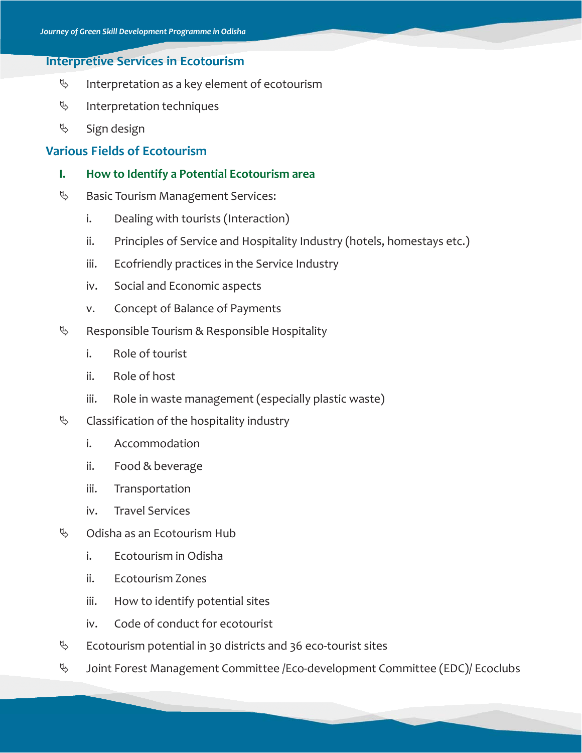## Interpretive Services in Ecotourism

- Interpretation as a key element of ecotourism
- Interpretation techniques
- Sign design

## Various Fields of Ecotourism

### I. How to Identify a Potential Ecotourism area

- Basic Tourism Management Services:
    - i. Dealing with tourists (Interaction)
    - ii. Principles of Service and Hospitality Industry (hotels, homestays etc.)
    - iii. Ecofriendly practices in the Service Industry
    - iv. Social and Economic aspects
    - v. Concept of Balance of Payments
- Responsible Tourism & Responsible Hospitality
    - i. Role of tourist
    - ii. Role of host
    - iii. Role in waste management (especially plastic waste)
- Classification of the hospitality industry
    - i. Accommodation
    - ii. Food & beverage
    - iii. Transportation
    - iv. Travel Services
- Odisha as an Ecotourism Hub
    - i. Ecotourism in Odisha
    - ii. Ecotourism Zones
    - iii. How to identify potential sites
    - iv. Code of conduct for ecotourist
- Ecotourism potential in 30 districts and 36 eco-tourist sites
- Joint Forest Management Committee /Eco-development Committee (EDC)/ Ecoclubs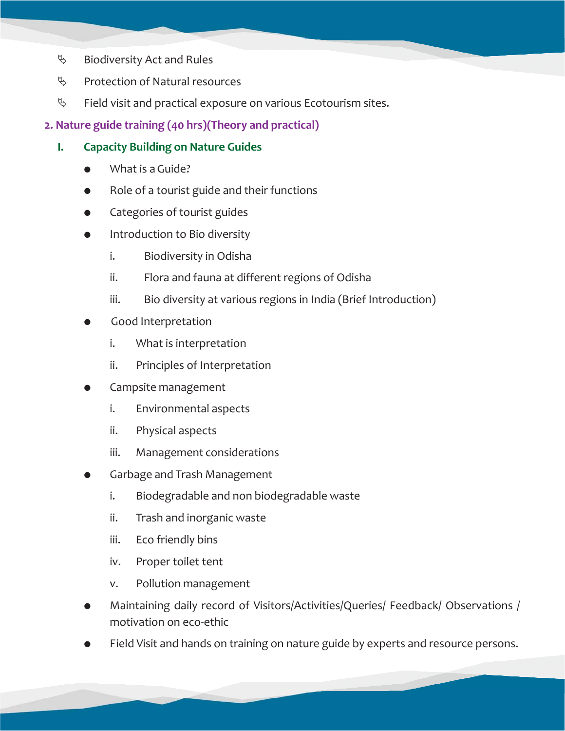- Biodiversity Act and Rules
- Protection of Natural resources
- Field visit and practical exposure on various Ecotourism sites.

## 2. Nature guide training (40 hrs)(Theory and practical)

### I. Capacity Building on Nature Guides

- What is a Guide?
- Role of a tourist guide and their functions
- Categories of tourist guides
- Introduction to Bio diversity
  - i. Biodiversity in Odisha
  - ii. Flora and fauna at different regions of Odisha
  - iii. Bio diversity at various regions in India (Brief Introduction)
- Good Interpretation
  - i. What is interpretation
  - ii. Principles of Interpretation
- Campsite management
  - i. Environmental aspects
  - ii. Physical aspects
  - iii. Management considerations
- Garbage and Trash Management
  - i. Biodegradable and non biodegradable waste
  - ii. Trash and inorganic waste
  - iii. Eco friendly bins
  - iv. Proper toilet tent
  - v. Pollution management
- Maintaining daily record of Visitors/Activities/Queries/ Feedback/ Observations / motivation on eco-ethic
- Field Visit and hands on training on nature guide by experts and resource persons.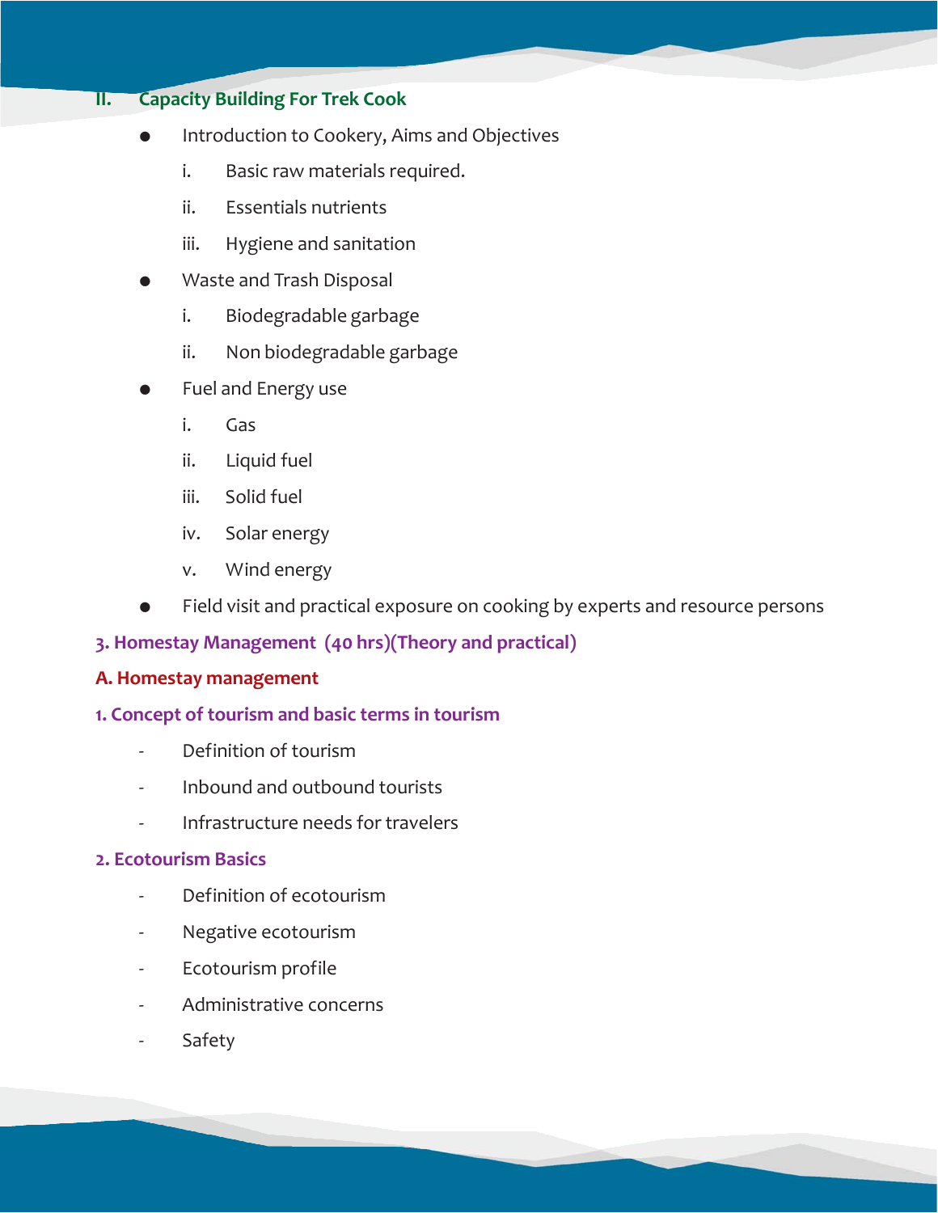## II. Capacity Building For Trek Cook

- Introduction to Cookery, Aims and Objectives
  - i. Basic raw materials required.
  - ii. Essentials nutrients
  - iii. Hygiene and sanitation
- Waste and Trash Disposal
  - i. Biodegradable garbage
  - ii. Non biodegradable garbage
- Fuel and Energy use
  - i. Gas
  - ii. Liquid fuel
  - iii. Solid fuel
  - iv. Solar energy
  - v. Wind energy
- Field visit and practical exposure on cooking by experts and resource persons

## 3. Homestay Management (40 hrs)(Theory and practical)

### A. Homestay management

#### 1. Concept of tourism and basic terms in tourism

- Definition of tourism
- Inbound and outbound tourists
- Infrastructure needs for travelers

#### 2. Ecotourism Basics

- Definition of ecotourism
- Negative ecotourism
- Ecotourism profile
- Administrative concerns
- Safety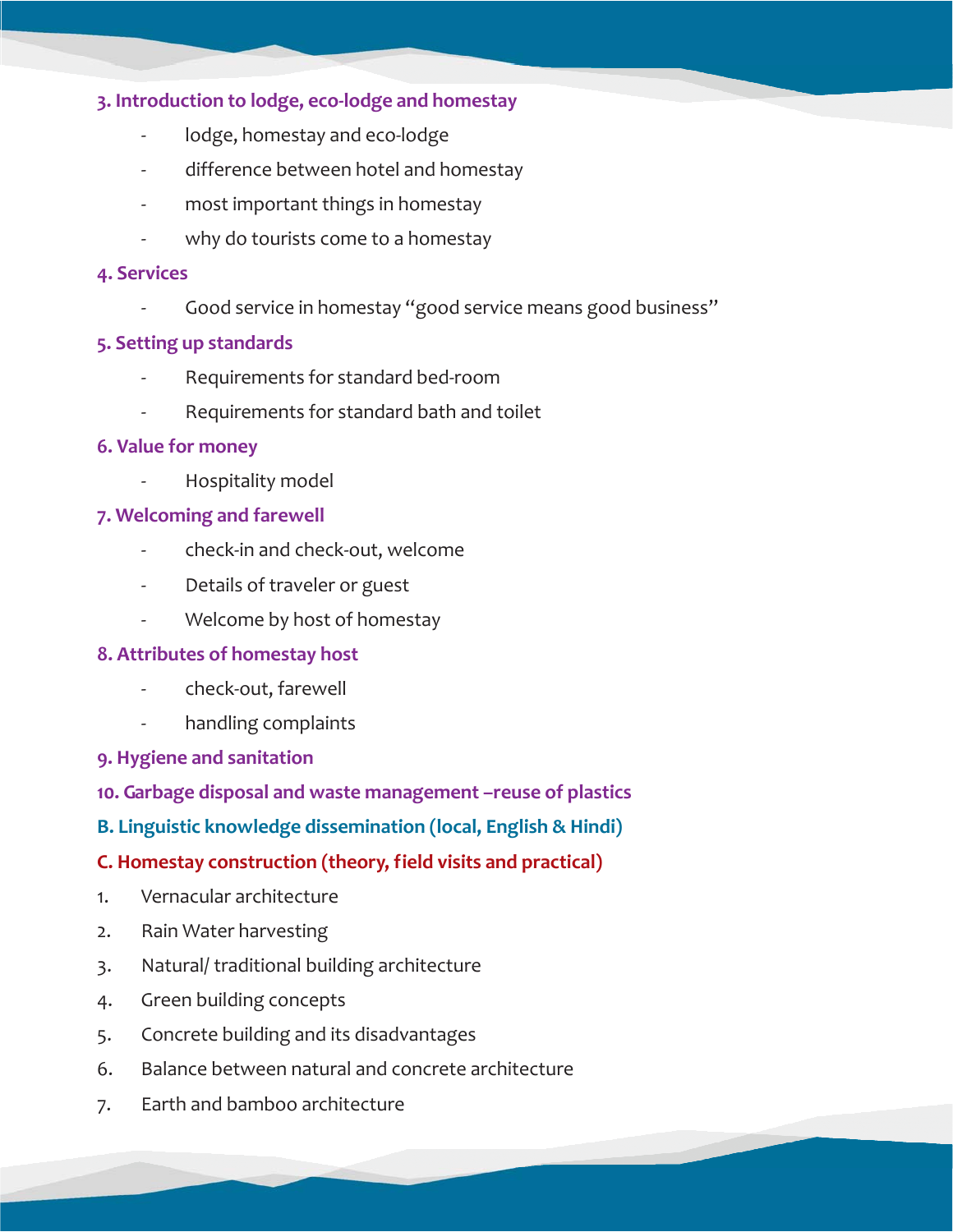### 3. Introduction to lodge, eco-lodge and homestay

- lodge, homestay and eco-lodge
- difference between hotel and homestay
- most important things in homestay
- why do tourists come to a homestay

### 4. Services

- Good service in homestay "good service means good business"

### 5. Setting up standards

- Requirements for standard bed-room
- Requirements for standard bath and toilet

### 6. Value for money

- Hospitality model

### 7. Welcoming and farewell

- check-in and check-out, welcome
- Details of traveler or guest
- Welcome by host of homestay

### 8. Attributes of homestay host

- check-out, farewell
- handling complaints

### 9. Hygiene and sanitation

### 10. Garbage disposal and waste management –reuse of plastics

## B. Linguistic knowledge dissemination (local, English & Hindi)

## C. Homestay construction (theory, field visits and practical)

1. Vernacular architecture
2. Rain Water harvesting
3. Natural/ traditional building architecture
4. Green building concepts
5. Concrete building and its disadvantages
6. Balance between natural and concrete architecture
7. Earth and bamboo architecture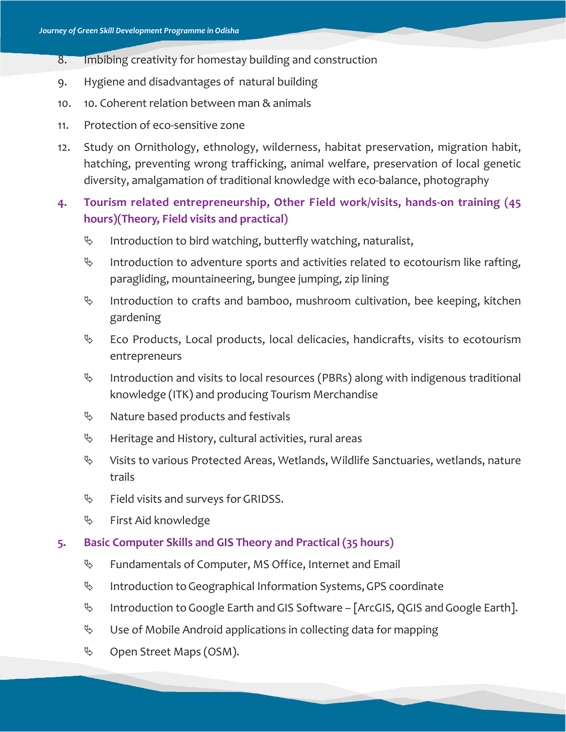8. Imbibing creativity for homestay building and construction
9. Hygiene and disadvantages of natural building
10. 10. Coherent relation between man & animals
11. Protection of eco-sensitive zone
12. Study on Ornithology, ethnology, wilderness, habitat preservation, migration habit, hatching, preventing wrong trafficking, animal welfare, preservation of local genetic diversity, amalgamation of traditional knowledge with eco-balance, photography

### 4. Tourism related entrepreneurship, Other Field work/visits, hands-on training (45 hours)(Theory, Field visits and practical)

- Introduction to bird watching, butterfly watching, naturalist,
- Introduction to adventure sports and activities related to ecotourism like rafting, paragliding, mountaineering, bungee jumping, zip lining
- Introduction to crafts and bamboo, mushroom cultivation, bee keeping, kitchen gardening
- Eco Products, Local products, local delicacies, handicrafts, visits to ecotourism entrepreneurs
- Introduction and visits to local resources (PBRs) along with indigenous traditional knowledge (ITK) and producing Tourism Merchandise
- Nature based products and festivals
- Heritage and History, cultural activities, rural areas
- Visits to various Protected Areas, Wetlands, Wildlife Sanctuaries, wetlands, nature trails
- Field visits and surveys for GRIDSS.
- First Aid knowledge

### 5. Basic Computer Skills and GIS Theory and Practical (35 hours)

- Fundamentals of Computer, MS Office, Internet and Email
- Introduction to Geographical Information Systems, GPS coordinate
- Introduction to Google Earth and GIS Software – [ArcGIS, QGIS and Google Earth].
- Use of Mobile Android applications in collecting data for mapping
- Open Street Maps (OSM).